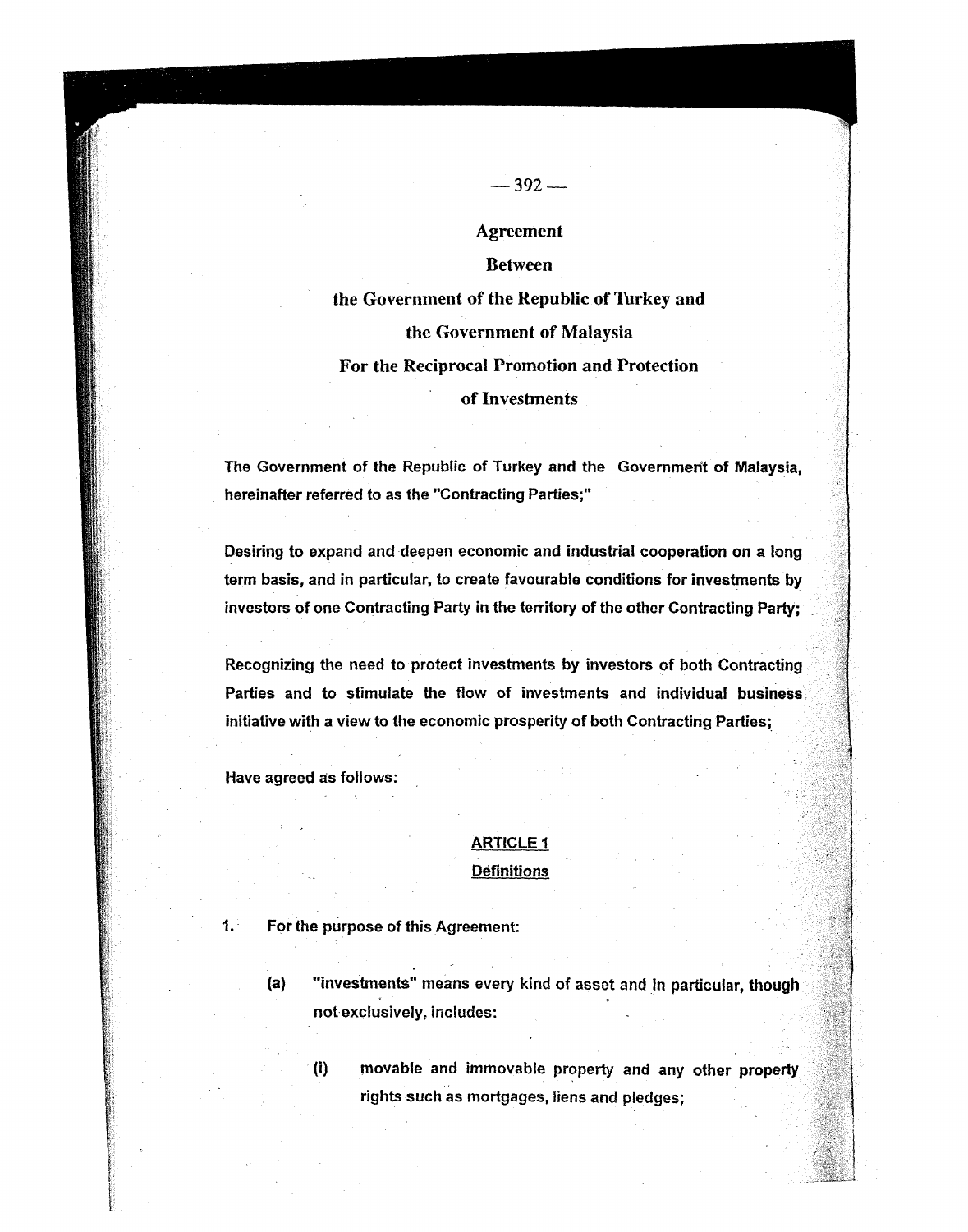# Agreement

# Between

# the Government of the Republic of Turkey and

# the Government of Malaysia

# For the Reciprocal Promotion and Protection

# of Investments

The Government of the Republic of Turkey and the Government of Malaysia, hereinafter referred to as the "Contracting Parties;"

Desiring to expand and deepen economic and industrial cooperation on a long term basis, and in particular, to create favourable conditions for investments by investors of one Contracting Party in the territory of the other Contracting Party;

Recognizing the need to protect investments by investors of both Contracting Parties and to stimulate the flow of investments and individual business initiative with a view to the economic prosperity of both Contracting Parties;

Have agreed as follows:

## ARTICLE 1

## Definitions

1. For the purpose of this Agreement:

   (a) "investments" means every kind of asset and in particular, though not exclusively, includes:

      (i) movable and immovable property and any other property rights such as mortgages, liens and pledges;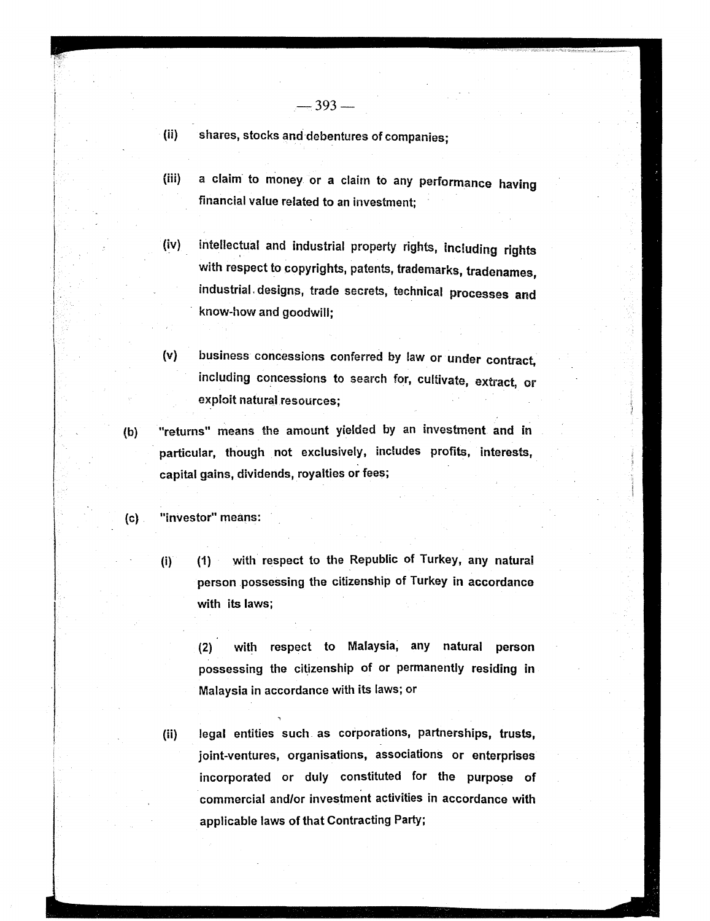(ii) shares, stocks and debentures of companies;

(iii) a claim to money or a claim to any performance having financial value related to an investment;

(iv) intellectual and industrial property rights, including rights with respect to copyrights, patents, trademarks, tradenames, industrial designs, trade secrets, technical processes and know-how and goodwill;

(v) business concessions conferred by law or under contract, including concessions to search for, cultivate, extract, or exploit natural resources;

(b) "returns" means the amount yielded by an investment and in particular, though not exclusively, includes profits, interests, capital gains, dividends, royalties or fees;

(c) "investor" means:

(i) (1) with respect to the Republic of Turkey, any natural person possessing the citizenship of Turkey in accordance with its laws;

(2) with respect to Malaysia, any natural person possessing the citizenship of or permanently residing in Malaysia in accordance with its laws; or

(ii) legal entities such as corporations, partnerships, trusts, joint-ventures, organisations, associations or enterprises incorporated or duly constituted for the purpose of commercial and/or investment activities in accordance with applicable laws of that Contracting Party;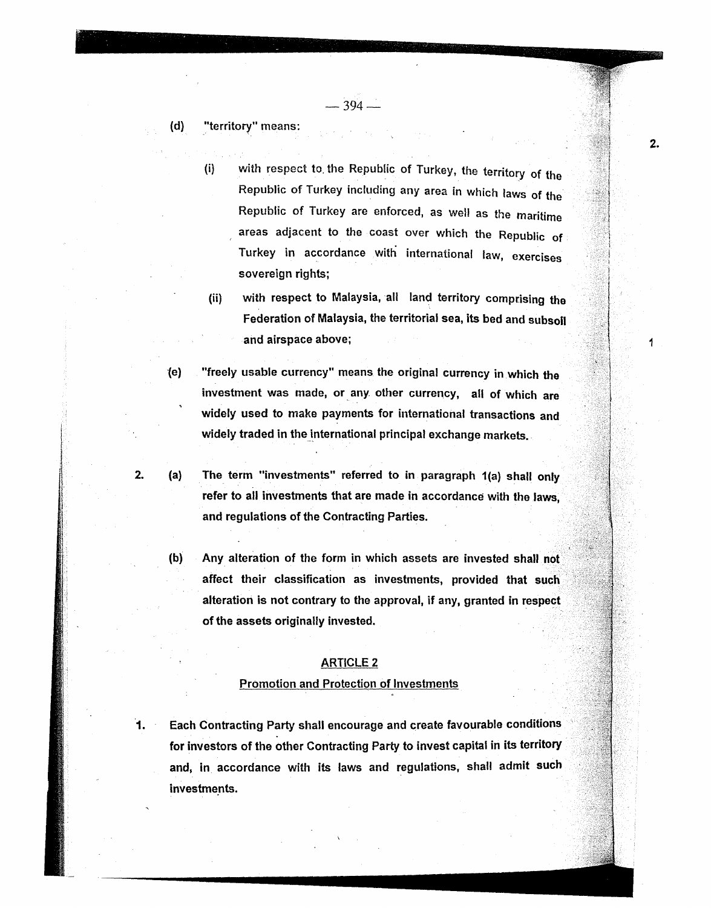(d) "territory" means:

(i) with respect to the Republic of Turkey, the territory of the Republic of Turkey including any area in which laws of the Republic of Turkey are enforced, as well as the maritime areas adjacent to the coast over which the Republic of Turkey in accordance with international law, exercises sovereign rights;

(ii) with respect to Malaysia, all land territory comprising the Federation of Malaysia, the territorial sea, its bed and subsoil and airspace above;

(e) "freely usable currency" means the original currency in which the investment was made, or any other currency, all of which are widely used to make payments for international transactions and widely traded in the international principal exchange markets.

2. (a) The term "investments" referred to in paragraph 1(a) shall only refer to all investments that are made in accordance with the laws, and regulations of the Contracting Parties.

(b) Any alteration of the form in which assets are invested shall not affect their classification as investments, provided that such alteration is not contrary to the approval, if any, granted in respect of the assets originally invested.

## ARTICLE 2

### Promotion and Protection of Investments

1. Each Contracting Party shall encourage and create favourable conditions for investors of the other Contracting Party to invest capital in its territory and, in accordance with its laws and regulations, shall admit such investments.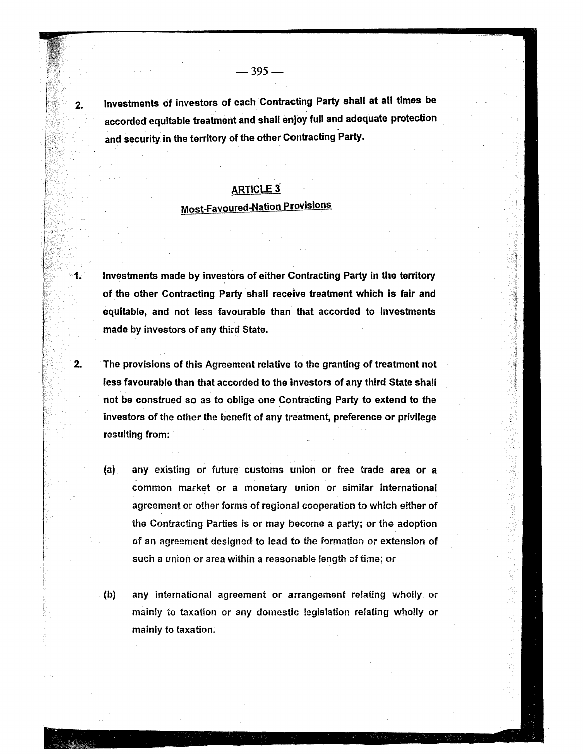2. Investments of investors of each Contracting Party shall at all times be accorded equitable treatment and shall enjoy full and adequate protection and security in the territory of the other Contracting Party.

## ARTICLE 3

## Most-Favoured-Nation Provisions

1. Investments made by investors of either Contracting Party in the territory of the other Contracting Party shall receive treatment which is fair and equitable, and not less favourable than that accorded to investments made by investors of any third State.

2. The provisions of this Agreement relative to the granting of treatment not less favourable than that accorded to the investors of any third State shall not be construed so as to oblige one Contracting Party to extend to the investors of the other the benefit of any treatment, preference or privilege resulting from:

   (a) any existing or future customs union or free trade area or a common market or a monetary union or similar international agreement or other forms of regional cooperation to which either of the Contracting Parties is or may become a party; or the adoption of an agreement designed to lead to the formation or extension of such a union or area within a reasonable length of time; or

   (b) any international agreement or arrangement relating wholly or mainly to taxation or any domestic legislation relating wholly or mainly to taxation.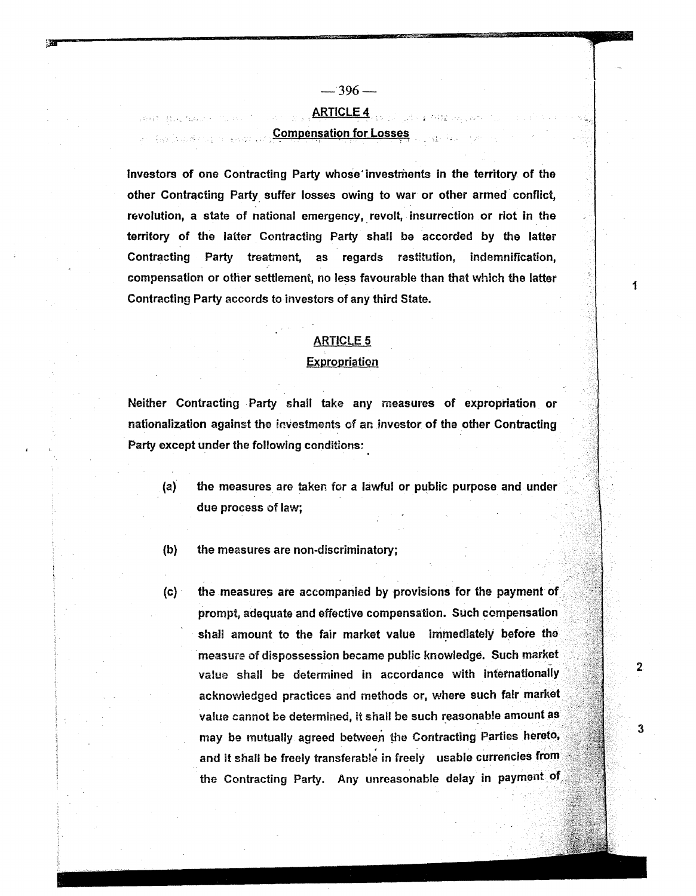## ARTICLE 4

### Compensation for Losses

Investors of one Contracting Party whose investments in the territory of the other Contracting Party suffer losses owing to war or other armed conflict, revolution, a state of national emergency, revolt, insurrection or riot in the territory of the latter Contracting Party shall be accorded by the latter Contracting Party treatment, as regards restitution, indemnification, compensation or other settlement, no less favourable than that which the latter Contracting Party accords to investors of any third State.

## ARTICLE 5

### Expropriation

Neither Contracting Party shall take any measures of expropriation or nationalization against the investments of an investor of the other Contracting Party except under the following conditions:

(a) the measures are taken for a lawful or public purpose and under due process of law;

(b) the measures are non-discriminatory;

(c) the measures are accompanied by provisions for the payment of prompt, adequate and effective compensation. Such compensation shall amount to the fair market value immediately before the measure of dispossession became public knowledge. Such market value shall be determined in accordance with internationally acknowledged practices and methods or, where such fair market value cannot be determined, it shall be such reasonable amount as may be mutually agreed between the Contracting Parties hereto, and it shall be freely transferable in freely usable currencies from the Contracting Party. Any unreasonable delay in payment of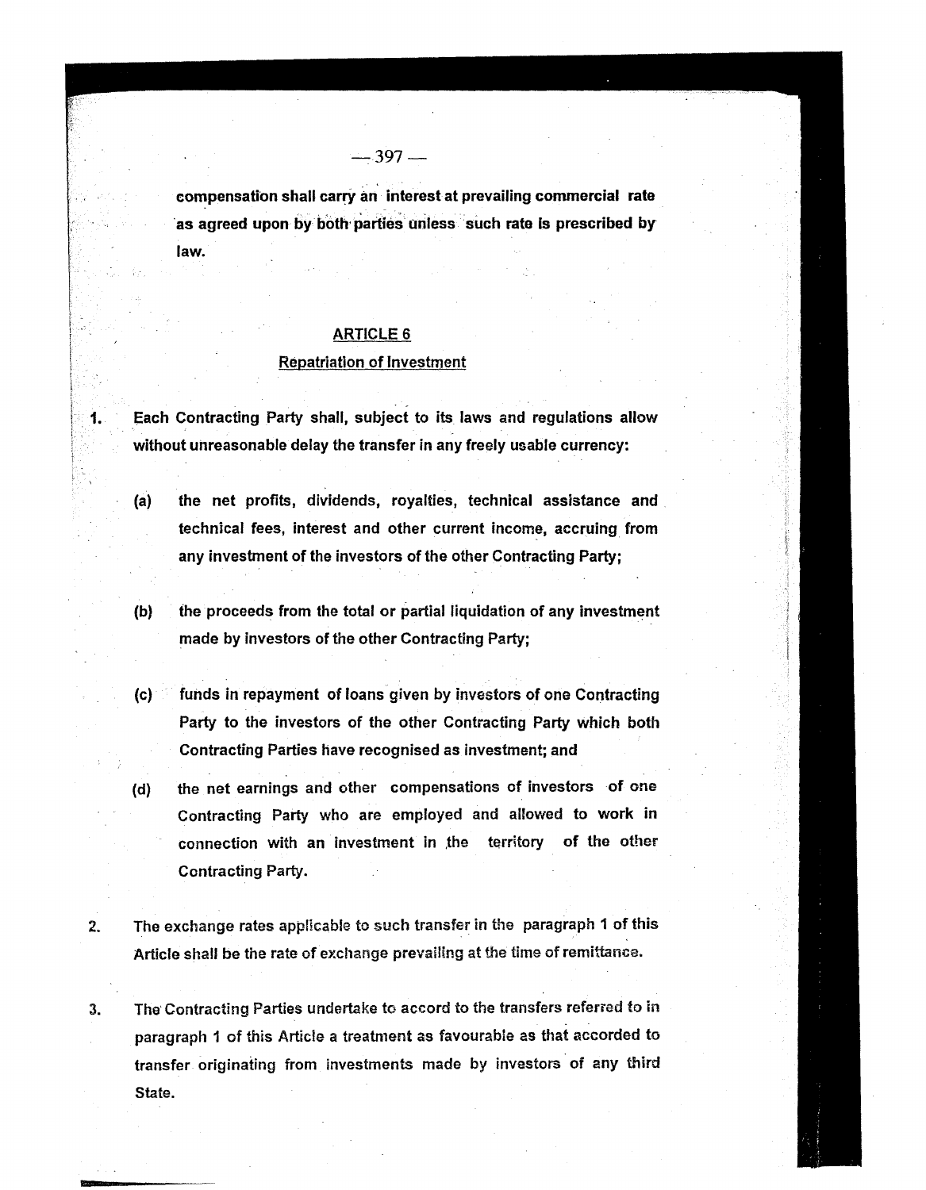compensation shall carry an interest at prevailing commercial rate as agreed upon by both parties unless such rate is prescribed by law.

## ARTICLE 6

### Repatriation of Investment

1. Each Contracting Party shall, subject to its laws and regulations allow without unreasonable delay the transfer in any freely usable currency:

   (a) the net profits, dividends, royalties, technical assistance and technical fees, interest and other current income, accruing from any investment of the investors of the other Contracting Party;

   (b) the proceeds from the total or partial liquidation of any investment made by investors of the other Contracting Party;

   (c) funds in repayment of loans given by investors of one Contracting Party to the investors of the other Contracting Party which both Contracting Parties have recognised as investment; and

   (d) the net earnings and other compensations of investors of one Contracting Party who are employed and allowed to work in connection with an investment in the territory of the other Contracting Party.

2. The exchange rates applicable to such transfer in the paragraph 1 of this Article shall be the rate of exchange prevailing at the time of remittance.

3. The Contracting Parties undertake to accord to the transfers referred to in paragraph 1 of this Article a treatment as favourable as that accorded to transfer originating from investments made by investors of any third State.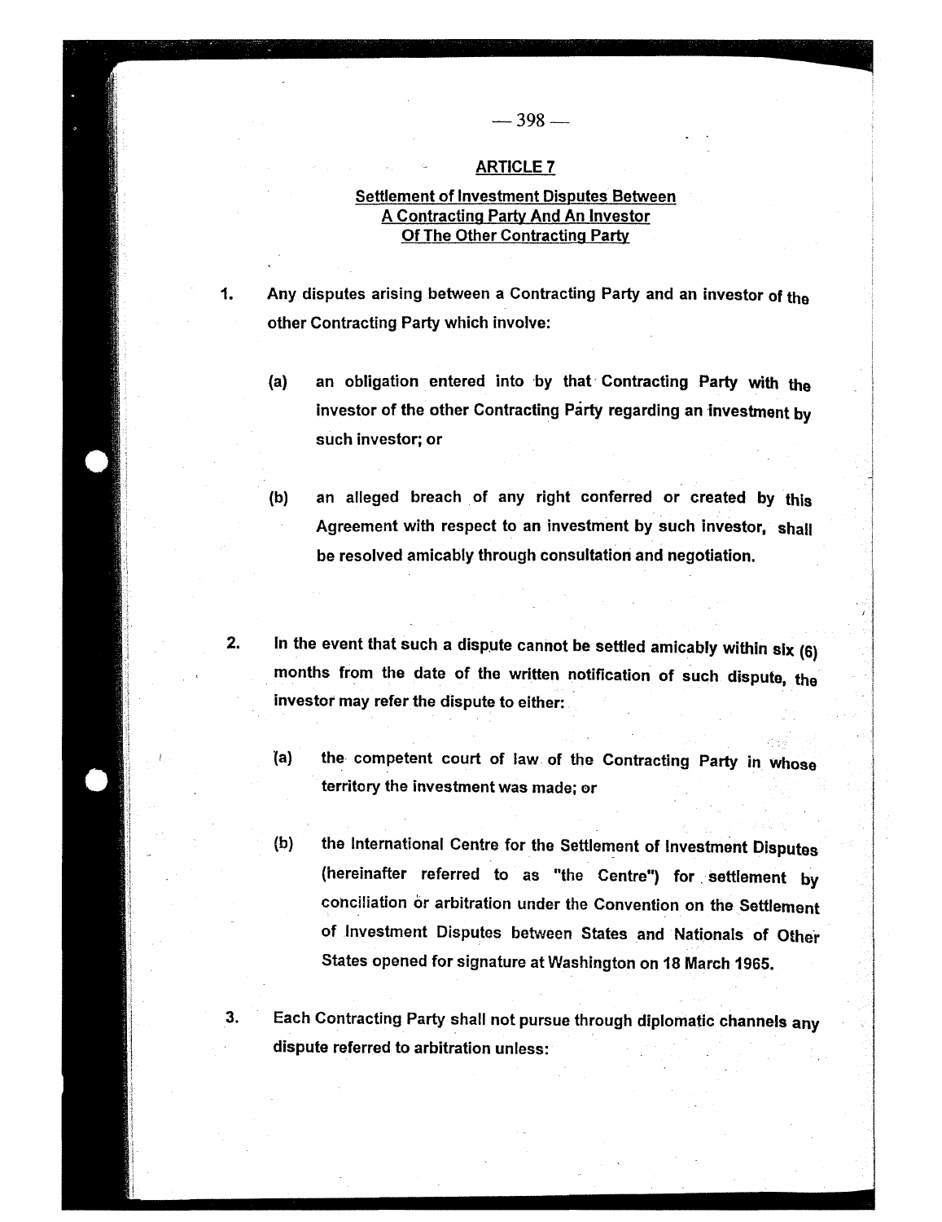## ARTICLE 7

### Settlement of Investment Disputes Between A Contracting Party And An Investor Of The Other Contracting Party

1. Any disputes arising between a Contracting Party and an investor of the other Contracting Party which involve:

   (a) an obligation entered into by that Contracting Party with the investor of the other Contracting Party regarding an investment by such investor; or

   (b) an alleged breach of any right conferred or created by this Agreement with respect to an investment by such investor, shall be resolved amicably through consultation and negotiation.

2. In the event that such a dispute cannot be settled amicably within six (6) months from the date of the written notification of such dispute, the investor may refer the dispute to either:

   (a) the competent court of law of the Contracting Party in whose territory the investment was made; or

   (b) the International Centre for the Settlement of Investment Disputes (hereinafter referred to as "the Centre") for settlement by conciliation or arbitration under the Convention on the Settlement of Investment Disputes between States and Nationals of Other States opened for signature at Washington on 18 March 1965.

3. Each Contracting Party shall not pursue through diplomatic channels any dispute referred to arbitration unless: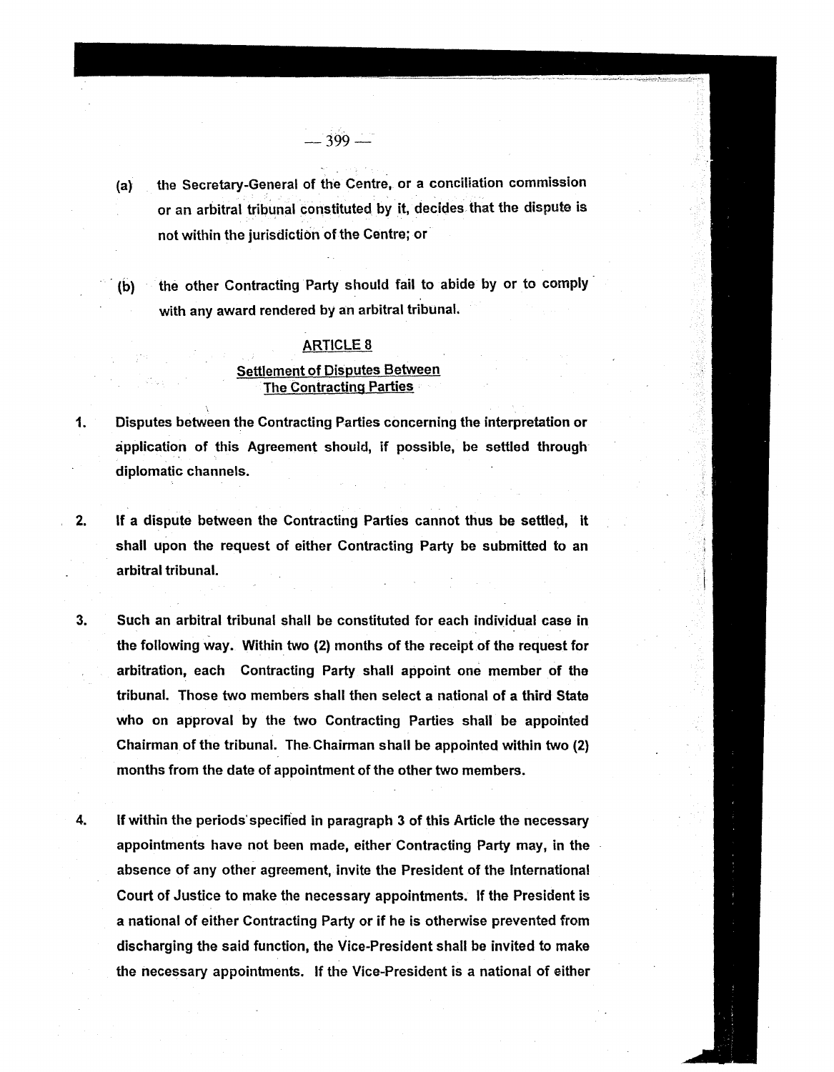(a) the Secretary-General of the Centre, or a conciliation commission or an arbitral tribunal constituted by it, decides that the dispute is not within the jurisdiction of the Centre; or

(b) the other Contracting Party should fail to abide by or to comply with any award rendered by an arbitral tribunal.

## ARTICLE 8

### Settlement of Disputes Between The Contracting Parties

1. Disputes between the Contracting Parties concerning the interpretation or application of this Agreement should, if possible, be settled through diplomatic channels.

2. If a dispute between the Contracting Parties cannot thus be settled, it shall upon the request of either Contracting Party be submitted to an arbitral tribunal.

3. Such an arbitral tribunal shall be constituted for each individual case in the following way. Within two (2) months of the receipt of the request for arbitration, each Contracting Party shall appoint one member of the tribunal. Those two members shall then select a national of a third State who on approval by the two Contracting Parties shall be appointed Chairman of the tribunal. The Chairman shall be appointed within two (2) months from the date of appointment of the other two members.

4. If within the periods specified in paragraph 3 of this Article the necessary appointments have not been made, either Contracting Party may, in the absence of any other agreement, invite the President of the International Court of Justice to make the necessary appointments. If the President is a national of either Contracting Party or if he is otherwise prevented from discharging the said function, the Vice-President shall be invited to make the necessary appointments. If the Vice-President is a national of either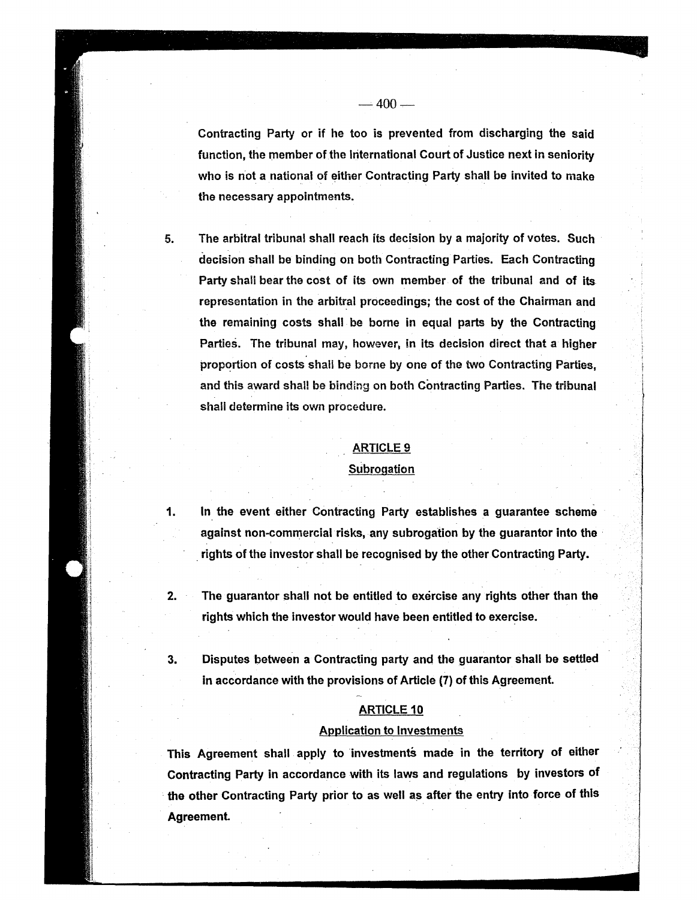Contracting Party or if he too is prevented from discharging the said function, the member of the International Court of Justice next in seniority who is not a national of either Contracting Party shall be invited to make the necessary appointments.

5. The arbitral tribunal shall reach its decision by a majority of votes. Such decision shall be binding on both Contracting Parties. Each Contracting Party shall bear the cost of its own member of the tribunal and of its representation in the arbitral proceedings; the cost of the Chairman and the remaining costs shall be borne in equal parts by the Contracting Parties. The tribunal may, however, in its decision direct that a higher proportion of costs shall be borne by one of the two Contracting Parties, and this award shall be binding on both Contracting Parties. The tribunal shall determine its own procedure.

## ARTICLE 9
## Subrogation

1. In the event either Contracting Party establishes a guarantee scheme against non-commercial risks, any subrogation by the guarantor into the rights of the investor shall be recognised by the other Contracting Party.

2. The guarantor shall not be entitled to exercise any rights other than the rights which the investor would have been entitled to exercise.

3. Disputes between a Contracting party and the guarantor shall be settled in accordance with the provisions of Article (7) of this Agreement.

## ARTICLE 10
## Application to Investments

This Agreement shall apply to investments made in the territory of either Contracting Party in accordance with its laws and regulations by investors of the other Contracting Party prior to as well as after the entry into force of this Agreement.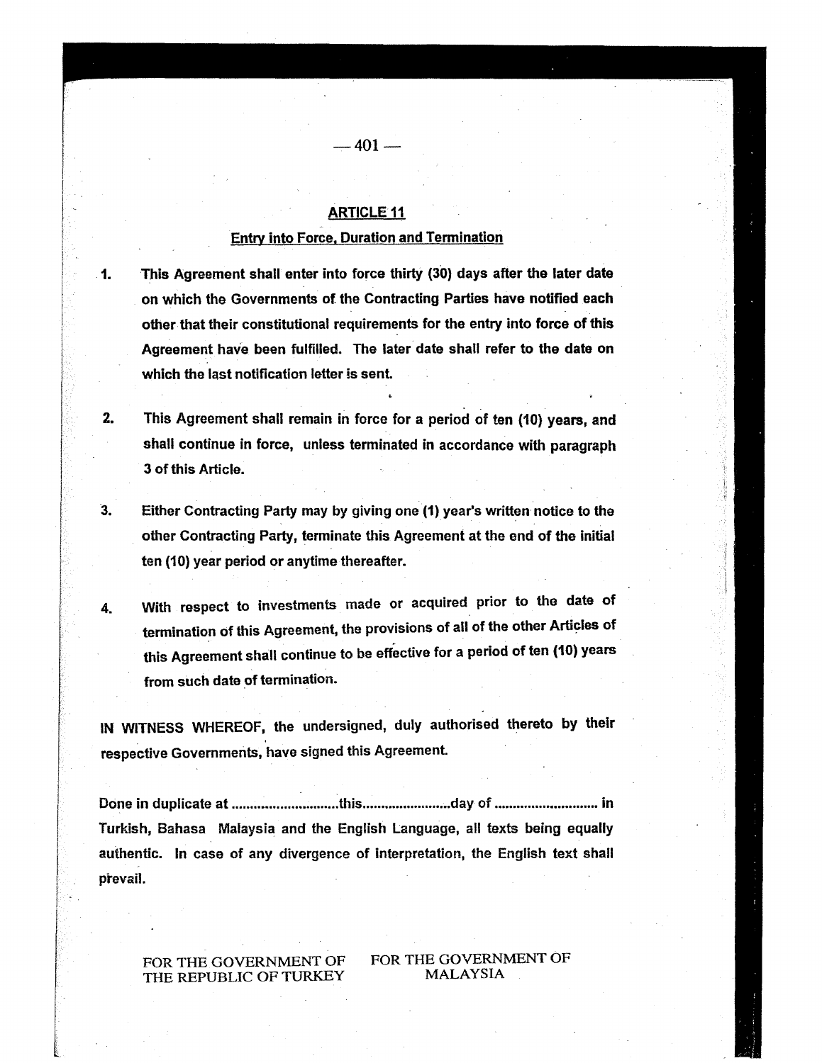## ARTICLE 11

### Entry into Force, Duration and Termination

1. This Agreement shall enter into force thirty (30) days after the later date on which the Governments of the Contracting Parties have notified each other that their constitutional requirements for the entry into force of this Agreement have been fulfilled. The later date shall refer to the date on which the last notification letter is sent.

2. This Agreement shall remain in force for a period of ten (10) years, and shall continue in force, unless terminated in accordance with paragraph 3 of this Article.

3. Either Contracting Party may by giving one (1) year's written notice to the other Contracting Party, terminate this Agreement at the end of the initial ten (10) year period or anytime thereafter.

4. With respect to investments made or acquired prior to the date of termination of this Agreement, the provisions of all of the other Articles of this Agreement shall continue to be effective for a period of ten (10) years from such date of termination.

IN WITNESS WHEREOF, the undersigned, duly authorised thereto by their respective Governments, have signed this Agreement.

Done in duplicate at ............................this.......................day of ........................... in Turkish, Bahasa Malaysia and the English Language, all texts being equally authentic. In case of any divergence of interpretation, the English text shall prevail.

FOR THE GOVERNMENT OF THE REPUBLIC OF TURKEY

FOR THE GOVERNMENT OF MALAYSIA